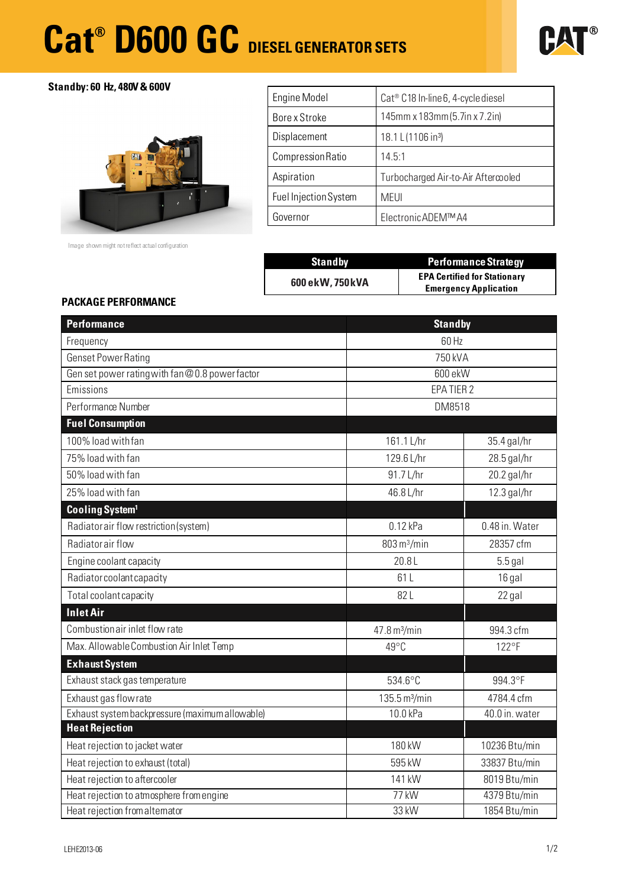# Cat® D600 GC DIESEL GENERATOR SETS

**Standby: 60 Hz, 480V & 600V**

Image shown might not reflect actual configuration

| | |
|---|---|
| Engine Model | Cat® C18 In-line 6, 4-cycle diesel |
| Bore x Stroke | 145mm x 183mm (5.7in x 7.2in) |
| Displacement | 18.1 L (1106 in³) |
| Compression Ratio | 14.5:1 |
| Aspiration | Turbocharged Air-to-Air Aftercooled |
| Fuel Injection System | MEUI |
| Governor | Electronic ADEM™ A4 |

| Standby | Performance Strategy |
|---|---|
| 600 ekW, 750 kVA | EPA Certified for Stationary Emergency Application |

## PACKAGE PERFORMANCE

| Performance | Standby | |
|---|---|---|
| Frequency | 60 Hz | |
| Genset Power Rating | 750 kVA | |
| Gen set power rating with fan @ 0.8 power factor | 600 ekW | |
| Emissions | EPA TIER 2 | |
| Performance Number | DM8518 | |
| **Fuel Consumption** | | |
| 100% load with fan | 161.1 L/hr | 35.4 gal/hr |
| 75% load with fan | 129.6 L/hr | 28.5 gal/hr |
| 50% load with fan | 91.7 L/hr | 20.2 gal/hr |
| 25% load with fan | 46.8 L/hr | 12.3 gal/hr |
| **Cooling System[1]** | | |
| Radiator air flow restriction (system) | 0.12 kPa | 0.48 in. Water |
| Radiator air flow | 803 m³/min | 28357 cfm |
| Engine coolant capacity | 20.8 L | 5.5 gal |
| Radiator coolant capacity | 61 L | 16 gal |
| Total coolant capacity | 82 L | 22 gal |
| **Inlet Air** | | |
| Combustion air inlet flow rate | 47.8 m³/min | 994.3 cfm |
| Max. Allowable Combustion Air Inlet Temp | 49°C | 122°F |
| **Exhaust System** | | |
| Exhaust stack gas temperature | 534.6°C | 994.3°F |
| Exhaust gas flow rate | 135.5 m³/min | 4784.4 cfm |
| Exhaust system backpressure (maximum allowable) | 10.0 kPa | 40.0 in. water |
| **Heat Rejection** | | |
| Heat rejection to jacket water | 180 kW | 10236 Btu/min |
| Heat rejection to exhaust (total) | 595 kW | 33837 Btu/min |
| Heat rejection to aftercooler | 141 kW | 8019 Btu/min |
| Heat rejection to atmosphere from engine | 77 kW | 4379 Btu/min |
| Heat rejection from alternator | 33 kW | 1854 Btu/min |

LEHE2013-06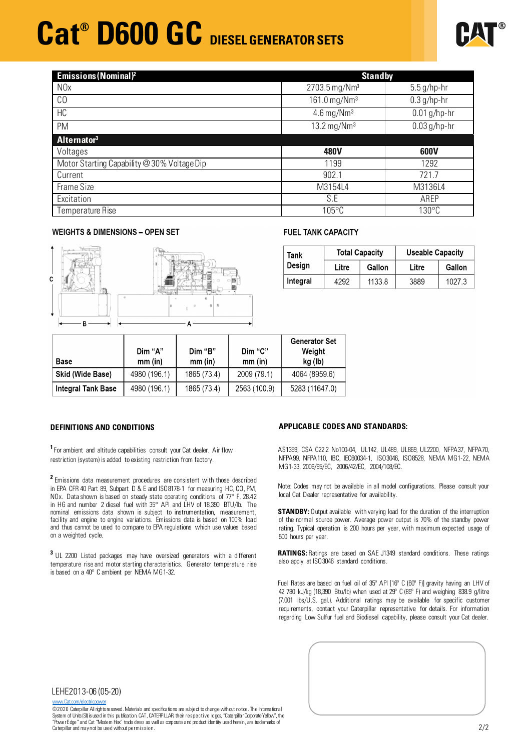# Cat® D600 GC DIESEL GENERATOR SETS

| Emissions (Nominal)[2] | Standby | |
|---|---|---|
| NOx | 2703.5 mg/Nm³ | 5.5 g/hp-hr |
| CO | 161.0 mg/Nm³ | 0.3 g/hp-hr |
| HC | 4.6 mg/Nm³ | 0.01 g/hp-hr |
| PM | 13.2 mg/Nm³ | 0.03 g/hp-hr |
| **Alternator[3]** | | |
| Voltages | **480V** | **600V** |
| Motor Starting Capability @ 30% Voltage Dip | 1199 | 1292 |
| Current | 902.1 | 721.7 |
| Frame Size | M3154L4 | M3136L4 |
| Excitation | S.E | AREP |
| Temperature Rise | 105°C | 130°C |

## WEIGHTS & DIMENSIONS – OPEN SET

| Base | Dim "A" mm (in) | Dim "B" mm (in) | Dim "C" mm (in) | Generator Set Weight kg (lb) |
|---|---|---|---|---|
| **Skid (Wide Base)** | 4980 (196.1) | 1865 (73.4) | 2009 (79.1) | 4064 (8959.6) |
| **Integral Tank Base** | 4980 (196.1) | 1865 (73.4) | 2563 (100.9) | 5283 (11647.0) |

## FUEL TANK CAPACITY

| Tank Design | Total Capacity | | Useable Capacity | |
|---|---|---|---|---|
| | Litre | Gallon | Litre | Gallon |
| Integral | 4292 | 1133.8 | 3889 | 1027.3 |

## DEFINITIONS AND CONDITIONS

[1] For ambient and altitude capabilities consult your Cat dealer. Air flow restriction (system) is added to existing restriction from factory.

[2] Emissions data measurement procedures are consistent with those described in EPA CFR 40 Part 89, Subpart D & E and ISO8178-1 for measuring HC, CO, PM, NOx. Data shown is based on steady state operating conditions of 77° F, 28.42 in HG and number 2 diesel fuel with 35° API and LHV of 18,390 BTU/lb. The nominal emissions data shown is subject to instrumentation, measurement, facility and engine to engine variations. Emissions data is based on 100% load and thus cannot be used to compare to EPA regulations which use values based on a weighted cycle.

[3] UL 2200 Listed packages may have oversized generators with a different temperature rise and motor starting characteristics. Generator temperature rise is based on a 40° C ambient per NEMA MG1-32.

## APPLICABLE CODES AND STANDARDS:

AS1359, CSA C22.2 No100-04, UL142, UL489, UL869, UL2200, NFPA37, NFPA70, NFPA99, NFPA110, IBC, IEC60034-1, ISO3046, ISO8528, NEMA MG1-22, NEMA MG1-33, 2006/95/EC, 2006/42/EC, 2004/108/EC.

Note: Codes may not be available in all model configurations. Please consult your local Cat Dealer representative for availability.

**STANDBY:** Output available with varying load for the duration of the interruption of the normal source power. Average power output is 70% of the standby power rating. Typical operation is 200 hours per year, with maximum expected usage of 500 hours per year.

**RATINGS:** Ratings are based on SAE J1349 standard conditions. These ratings also apply at ISO3046 standard conditions.

Fuel Rates are based on fuel oil of 35° API [16° C (60° F)] gravity having an LHV of 42 780 kJ/kg (18,390 Btu/lb) when used at 29° C (85° F) and weighing 838.9 g/litre (7.001 lbs/U.S. gal.). Additional ratings may be available for specific customer requirements, contact your Caterpillar representative for details. For information regarding Low Sulfur fuel and Biodiesel capability, please consult your Cat dealer.

LEHE2013-06 (05-20)

www.Cat.com/electricpower

©2020 Caterpillar All rights reserved. Materials and specifications are subject to change without notice. The International System of Units (SI) is used in this publication. CAT, CATERPILLAR, their respective logos, "Caterpillar Corporate Yellow", the "Power Edge" and Cat "Modern Hex" trade dress as well as corporate and product identity used herein, are trademarks of Caterpillar and may not be used without permission.